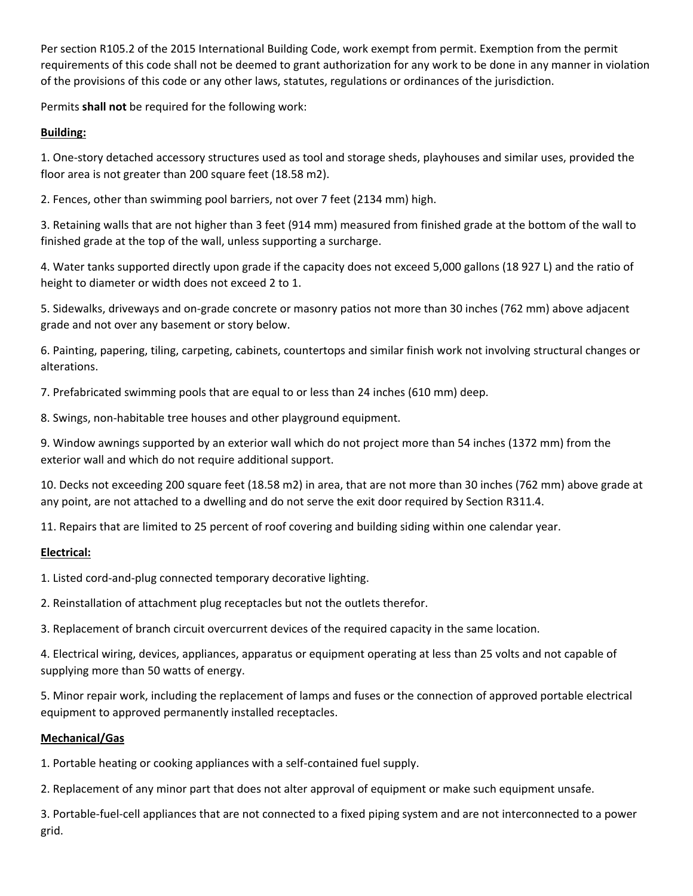Per section R105.2 of the 2015 International Building Code, work exempt from permit. Exemption from the permit requirements of this code shall not be deemed to grant authorization for any work to be done in any manner in violation of the provisions of this code or any other laws, statutes, regulations or ordinances of the jurisdiction.

Permits **shall not** be required for the following work:

**Building:**

1. One-story detached accessory structures used as tool and storage sheds, playhouses and similar uses, provided the floor area is not greater than 200 square feet (18.58 m2).

2. Fences, other than swimming pool barriers, not over 7 feet (2134 mm) high.

3. Retaining walls that are not higher than 3 feet (914 mm) measured from finished grade at the bottom of the wall to finished grade at the top of the wall, unless supporting a surcharge.

4. Water tanks supported directly upon grade if the capacity does not exceed 5,000 gallons (18 927 L) and the ratio of height to diameter or width does not exceed 2 to 1.

5. Sidewalks, driveways and on-grade concrete or masonry patios not more than 30 inches (762 mm) above adjacent grade and not over any basement or story below.

6. Painting, papering, tiling, carpeting, cabinets, countertops and similar finish work not involving structural changes or alterations.

7. Prefabricated swimming pools that are equal to or less than 24 inches (610 mm) deep.

8. Swings, non-habitable tree houses and other playground equipment.

9. Window awnings supported by an exterior wall which do not project more than 54 inches (1372 mm) from the exterior wall and which do not require additional support.

10. Decks not exceeding 200 square feet (18.58 m2) in area, that are not more than 30 inches (762 mm) above grade at any point, are not attached to a dwelling and do not serve the exit door required by Section R311.4.

11. Repairs that are limited to 25 percent of roof covering and building siding within one calendar year.

**Electrical:**

1. Listed cord-and-plug connected temporary decorative lighting.

2. Reinstallation of attachment plug receptacles but not the outlets therefor.

3. Replacement of branch circuit overcurrent devices of the required capacity in the same location.

4. Electrical wiring, devices, appliances, apparatus or equipment operating at less than 25 volts and not capable of supplying more than 50 watts of energy.

5. Minor repair work, including the replacement of lamps and fuses or the connection of approved portable electrical equipment to approved permanently installed receptacles.

**Mechanical/Gas**

1. Portable heating or cooking appliances with a self-contained fuel supply.

2. Replacement of any minor part that does not alter approval of equipment or make such equipment unsafe.

3. Portable-fuel-cell appliances that are not connected to a fixed piping system and are not interconnected to a power grid.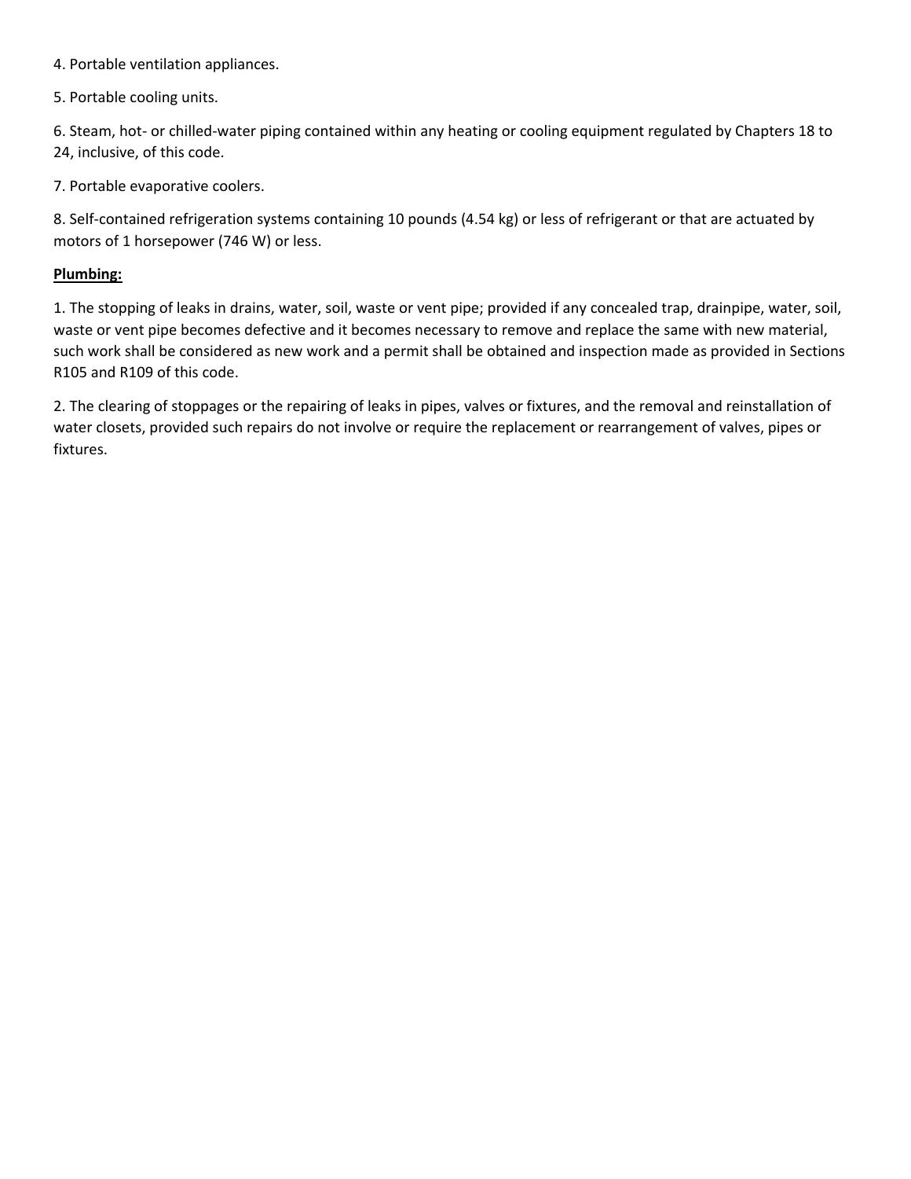4. Portable ventilation appliances.

5. Portable cooling units.

6. Steam, hot- or chilled-water piping contained within any heating or cooling equipment regulated by Chapters 18 to 24, inclusive, of this code.

7. Portable evaporative coolers.

8. Self-contained refrigeration systems containing 10 pounds (4.54 kg) or less of refrigerant or that are actuated by motors of 1 horsepower (746 W) or less.

**Plumbing:**

1. The stopping of leaks in drains, water, soil, waste or vent pipe; provided if any concealed trap, drainpipe, water, soil, waste or vent pipe becomes defective and it becomes necessary to remove and replace the same with new material, such work shall be considered as new work and a permit shall be obtained and inspection made as provided in Sections R105 and R109 of this code.

2. The clearing of stoppages or the repairing of leaks in pipes, valves or fixtures, and the removal and reinstallation of water closets, provided such repairs do not involve or require the replacement or rearrangement of valves, pipes or fixtures.